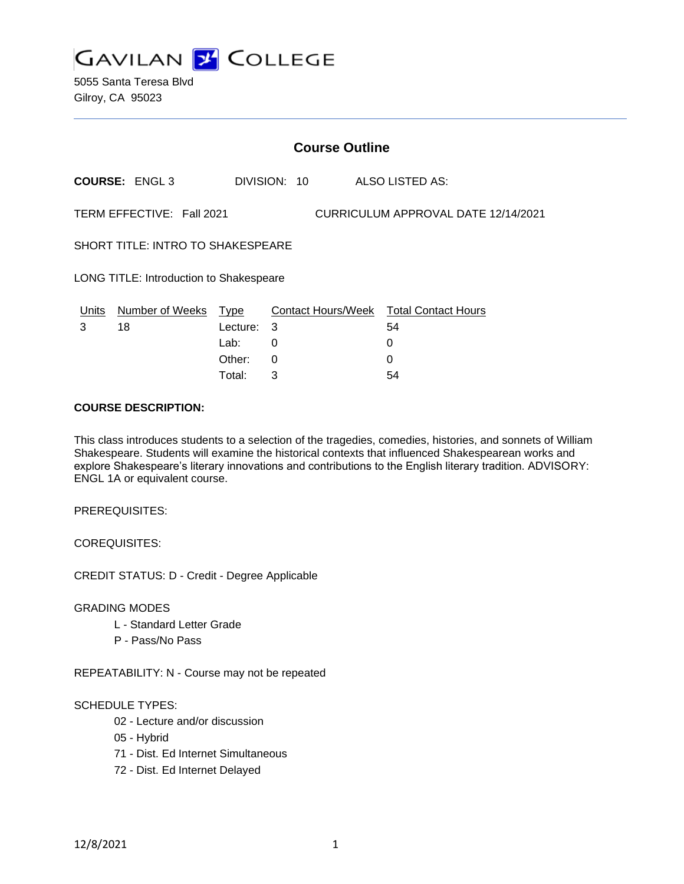# GAVILAN COLLEGE

5055 Santa Teresa Blvd
Gilroy, CA 95023

## Course Outline

**COURSE:** ENGL 3 DIVISION: 10 ALSO LISTED AS:

TERM EFFECTIVE: Fall 2021 CURRICULUM APPROVAL DATE 12/14/2021

SHORT TITLE: INTRO TO SHAKESPEARE

LONG TITLE: Introduction to Shakespeare

| Units | Number of Weeks | Type | Contact Hours/Week | Total Contact Hours |
|---|---|---|---|---|
| 3 | 18 | Lecture: | 3 | 54 |
| | | Lab: | 0 | 0 |
| | | Other: | 0 | 0 |
| | | Total: | 3 | 54 |

**COURSE DESCRIPTION:**

This class introduces students to a selection of the tragedies, comedies, histories, and sonnets of William Shakespeare. Students will examine the historical contexts that influenced Shakespearean works and explore Shakespeare's literary innovations and contributions to the English literary tradition. ADVISORY: ENGL 1A or equivalent course.

PREREQUISITES:

COREQUISITES:

CREDIT STATUS: D - Credit - Degree Applicable

GRADING MODES

- L - Standard Letter Grade
- P - Pass/No Pass

REPEATABILITY: N - Course may not be repeated

SCHEDULE TYPES:

- 02 - Lecture and/or discussion
- 05 - Hybrid
- 71 - Dist. Ed Internet Simultaneous
- 72 - Dist. Ed Internet Delayed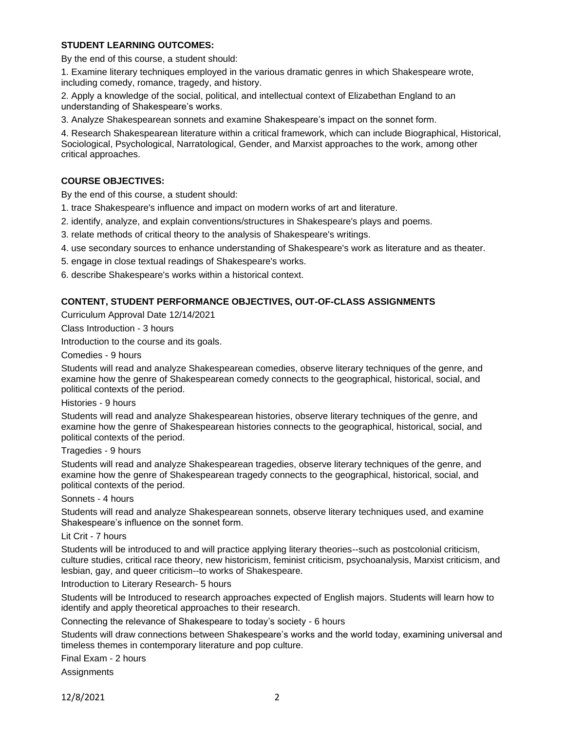**STUDENT LEARNING OUTCOMES:**

By the end of this course, a student should:

1. Examine literary techniques employed in the various dramatic genres in which Shakespeare wrote, including comedy, romance, tragedy, and history.
2. Apply a knowledge of the social, political, and intellectual context of Elizabethan England to an understanding of Shakespeare's works.
3. Analyze Shakespearean sonnets and examine Shakespeare's impact on the sonnet form.
4. Research Shakespearean literature within a critical framework, which can include Biographical, Historical, Sociological, Psychological, Narratological, Gender, and Marxist approaches to the work, among other critical approaches.

**COURSE OBJECTIVES:**

By the end of this course, a student should:

1. trace Shakespeare's influence and impact on modern works of art and literature.
2. identify, analyze, and explain conventions/structures in Shakespeare's plays and poems.
3. relate methods of critical theory to the analysis of Shakespeare's writings.
4. use secondary sources to enhance understanding of Shakespeare's work as literature and as theater.
5. engage in close textual readings of Shakespeare's works.
6. describe Shakespeare's works within a historical context.

**CONTENT, STUDENT PERFORMANCE OBJECTIVES, OUT-OF-CLASS ASSIGNMENTS**

Curriculum Approval Date 12/14/2021

Class Introduction - 3 hours

Introduction to the course and its goals.

Comedies - 9 hours

Students will read and analyze Shakespearean comedies, observe literary techniques of the genre, and examine how the genre of Shakespearean comedy connects to the geographical, historical, social, and political contexts of the period.

Histories - 9 hours

Students will read and analyze Shakespearean histories, observe literary techniques of the genre, and examine how the genre of Shakespearean histories connects to the geographical, historical, social, and political contexts of the period.

Tragedies - 9 hours

Students will read and analyze Shakespearean tragedies, observe literary techniques of the genre, and examine how the genre of Shakespearean tragedy connects to the geographical, historical, social, and political contexts of the period.

Sonnets - 4 hours

Students will read and analyze Shakespearean sonnets, observe literary techniques used, and examine Shakespeare's influence on the sonnet form.

Lit Crit - 7 hours

Students will be introduced to and will practice applying literary theories--such as postcolonial criticism, culture studies, critical race theory, new historicism, feminist criticism, psychoanalysis, Marxist criticism, and lesbian, gay, and queer criticism--to works of Shakespeare.

Introduction to Literary Research- 5 hours

Students will be Introduced to research approaches expected of English majors. Students will learn how to identify and apply theoretical approaches to their research.

Connecting the relevance of Shakespeare to today's society - 6 hours

Students will draw connections between Shakespeare's works and the world today, examining universal and timeless themes in contemporary literature and pop culture.

Final Exam - 2 hours

Assignments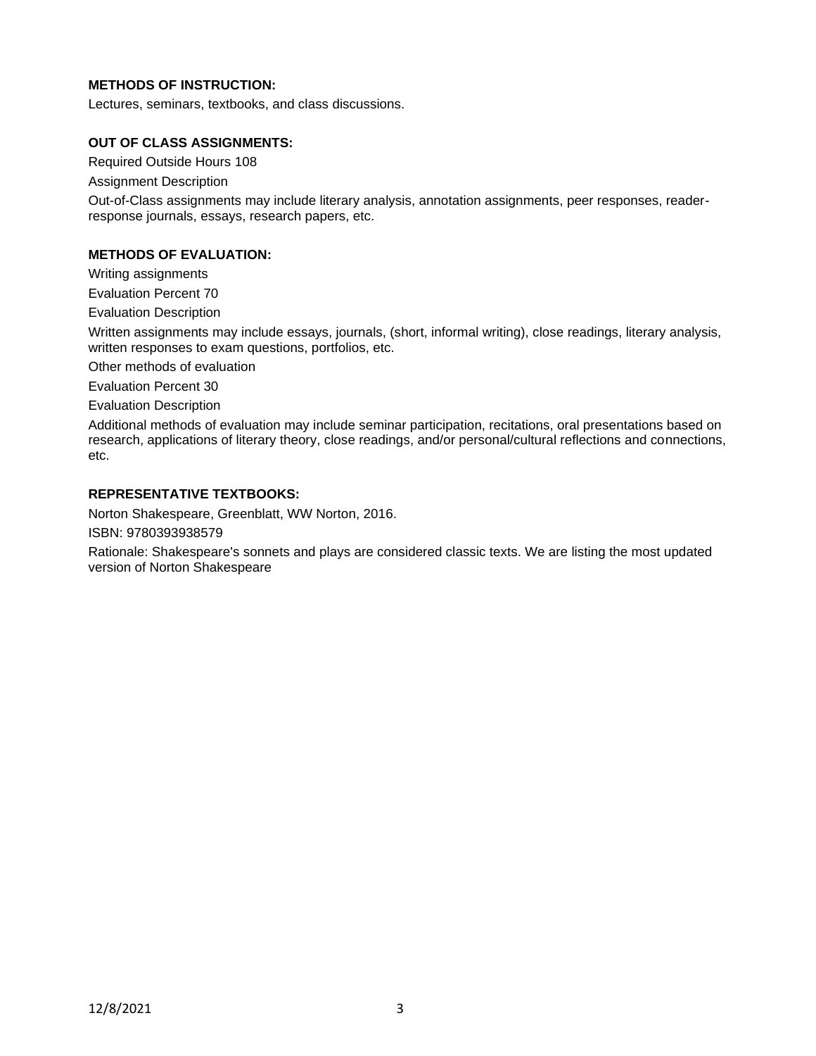**METHODS OF INSTRUCTION:**

Lectures, seminars, textbooks, and class discussions.

**OUT OF CLASS ASSIGNMENTS:**

Required Outside Hours 108

Assignment Description

Out-of-Class assignments may include literary analysis, annotation assignments, peer responses, reader-response journals, essays, research papers, etc.

**METHODS OF EVALUATION:**

Writing assignments

Evaluation Percent 70

Evaluation Description

Written assignments may include essays, journals, (short, informal writing), close readings, literary analysis, written responses to exam questions, portfolios, etc.

Other methods of evaluation

Evaluation Percent 30

Evaluation Description

Additional methods of evaluation may include seminar participation, recitations, oral presentations based on research, applications of literary theory, close readings, and/or personal/cultural reflections and connections, etc.

**REPRESENTATIVE TEXTBOOKS:**

Norton Shakespeare, Greenblatt, WW Norton, 2016.

ISBN: 9780393938579

Rationale: Shakespeare's sonnets and plays are considered classic texts. We are listing the most updated version of Norton Shakespeare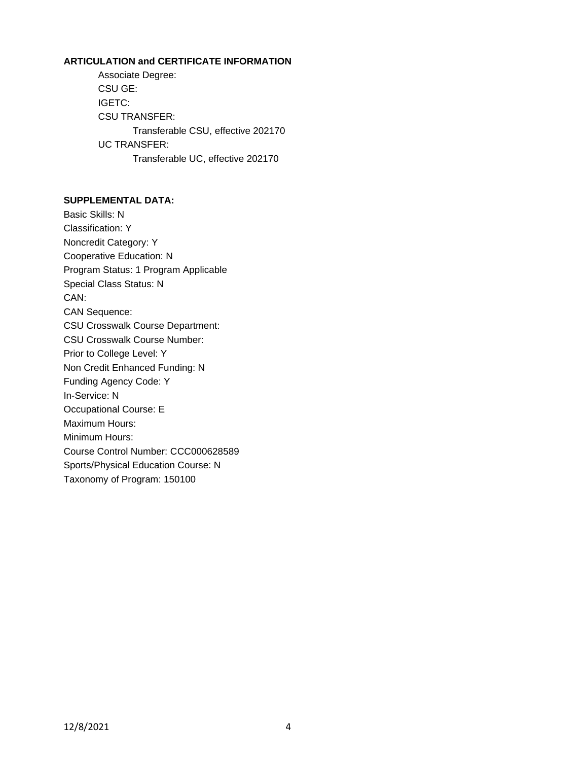**ARTICULATION and CERTIFICATE INFORMATION**

Associate Degree:
CSU GE:
IGETC:
CSU TRANSFER:
Transferable CSU, effective 202170
UC TRANSFER:
Transferable UC, effective 202170

**SUPPLEMENTAL DATA:**

Basic Skills: N
Classification: Y
Noncredit Category: Y
Cooperative Education: N
Program Status: 1 Program Applicable
Special Class Status: N
CAN:
CAN Sequence:
CSU Crosswalk Course Department:
CSU Crosswalk Course Number:
Prior to College Level: Y
Non Credit Enhanced Funding: N
Funding Agency Code: Y
In-Service: N
Occupational Course: E
Maximum Hours:
Minimum Hours:
Course Control Number: CCC000628589
Sports/Physical Education Course: N
Taxonomy of Program: 150100